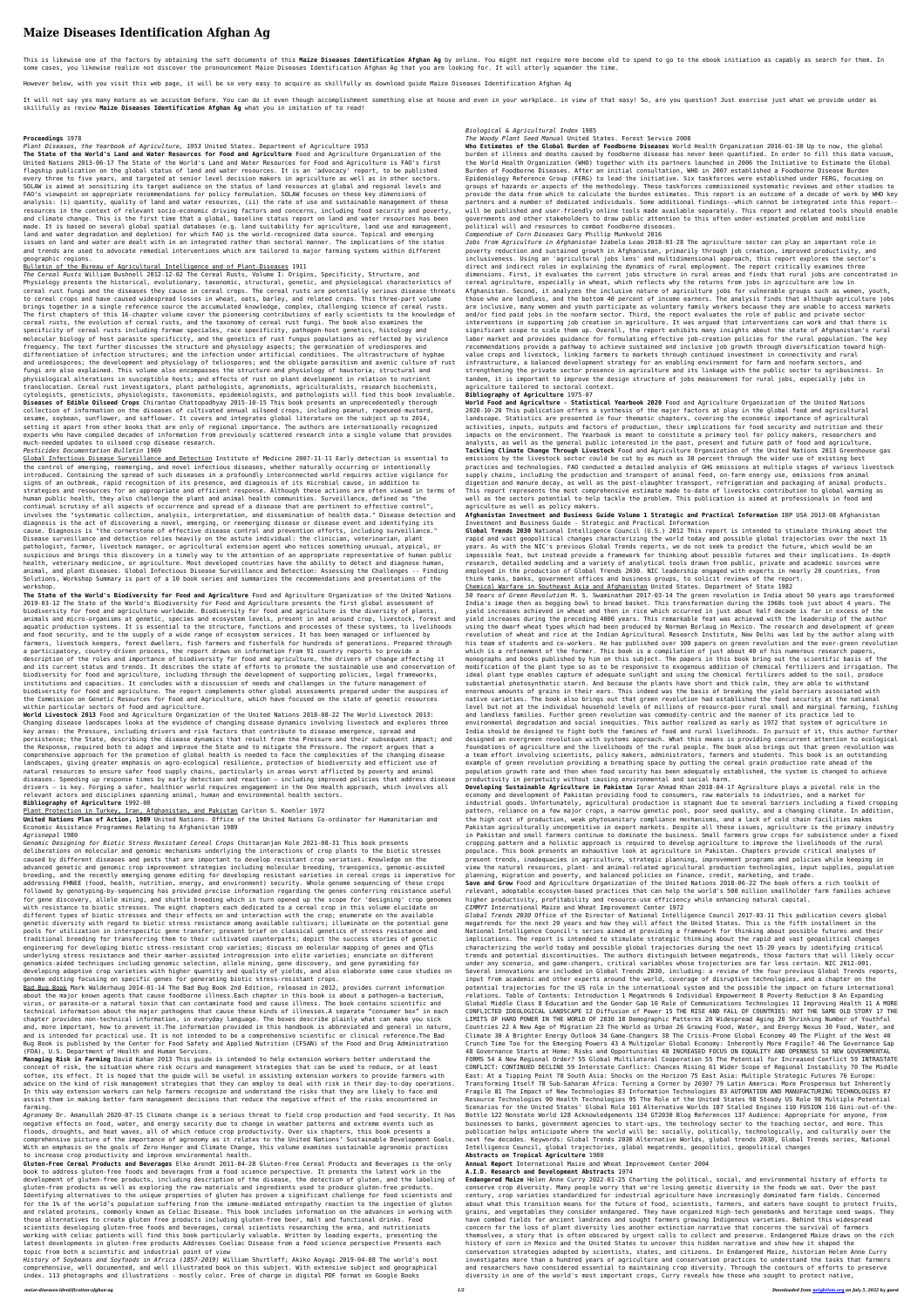# Maize Diseases Identification Afghan Ag

This is likewise one of the factors by obtaining the soft documents of this **Maize Diseases Identification Afghan Ag** by online. You might not require more become old to spend to go to the ebook initiation as capably as search for them. In some cases, you likewise realize not discover the pronouncement Maize Diseases Identification Afghan Ag that you are looking for. It will utterly squander the time.

However below, with you visit this web page, it will be so very easy to acquire as skillfully as download guide Maize Diseases Identification Afghan Ag

It will not say yes many mature as we accustom before. You can do it even though accomplishment something else at house and even in your workplace. in view of that easy! So, are you question? Just exercise just what we provide under as skillfully as review **Maize Diseases Identification Afghan Ag** what you in imitation of to read!

**Proceedings** 1978

*Plant Diseases, the Yearbook of Agriculture, 1953* United States. Department of Agriculture 1953

**The State of the World's Land and Water Resources for Food and Agriculture** Food and Agriculture Organization of the United Nations 2013-06-17 The State of the World's Land and Water Resources for Food and Agriculture is FAO's first flagship publication on the global status of land and water resources. It is an 'advocacy' report, to be published every three to five years, and targeted at senior level decision makers in agriculture as well as in other sectors. SOLAW is aimed at sensitizing its target audience on the status of land resources at global and regional levels and FAO's viewpoint on appropriate recommendations for policy formulation. SOLAW focuses on these key dimensions of analysis: (i) quantity, quality of land and water resources, (ii) the rate of use and sustainable management of these resources in the context of relevant socio-economic driving factors and concerns, including food security and poverty, and climate change. This is the first time that a global, baseline status report on land and water resources has been made. It is based on several global spatial databases (e.g. land suitability for agriculture, land use and management, land and water degradation and depletion) for which FAO is the world-recognized data source. Topical and emerging issues on land and water are dealt with in an integrated rather than sectoral manner. The implications of the status and trends are used to advocate remedial interventions which are tailored to major farming systems within different geographic regions.

Bulletin of the Bureau of Agricultural Intelligence and of Plant-Diseases 1911

*The Cereal Rusts* William Bushnell 2012-12-02 The Cereal Rusts, Volume I: Origins, Specificity, Structure, and Physiology presents the historical, evolutionary, taxonomic, structural, genetic, and physiological characteristics of cereal rust fungi and the diseases they cause in cereal crops. The cereal rusts are potentially serious disease threats to cereal crops and have caused widespread losses in wheat, oats, barley, and related crops. This three-part volume brings together in a single reference source the accumulated knowledge, complex, challenging science of cereal rusts. The first chapters of this 16-chapter volume cover the pioneering contributions of early scientists to the knowledge of cereal rusts, the evolution of cereal rusts, and the taxonomy of cereal rust fungi. The book also examines the specificity of cereal rusts including formae speciales, race specificity, pathogen-host genetics, histology and molecular biology of host parasite specificity, and the genetics of rust fungus populations as reflected by virulence frequency. The text further discusses the structure and physiology aspects; the germination of urediospores and differentiation of infection structures; and the infection under artificial conditions. The ultrastructure of hyphae and urediospores; the development and physiology of teliospores; and the obligate parasitism and axenic culture of rust fungi are also explained. This volume also encompasses the structure and physiology of haustoria; structural and physiological alterations in susceptible hosts; and effects of rust on plant development in relation to nutrient translocation. Cereal rust investigators, plant pathologists, agronomists, agriculturalists, research biochemists, cytologists, geneticists, physiologists, taxonomists, epidemiologists, and pathologists will find this book invaluable.

**Diseases of Edible Oilseed Crops** Chirantan Chattopadhyay 2015-10-15 This book presents an unprecedentedly thorough collection of information on the diseases of cultivated annual oilseed crops, including peanut, rapeseed-mustard, sesame, soybean, sunflower, and safflower. It covers and integrates global literature on the subject up to 2014, setting it apart from other books that are only of regional importance. The authors are internationally recognized experts who have compiled decades of information from previously scattered research into a single volume that provides much-needed updates to oilseed crop disease research.

*Pesticides Documentation Bulletin* 1969

Global Infectious Disease Surveillance and Detection Institute of Medicine 2007-11-11 Early detection is essential to the control of emerging, reemerging, and novel infectious diseases, whether naturally occurring or intentionally introduced. Containing the spread of such diseases in a profoundly interconnected world requires active vigilance for signs of an outbreak, rapid recognition of its presence, and diagnosis of its microbial cause, in addition to strategies and resources for an appropriate and efficient response. Although these actions are often viewed in terms of human public health, they also challenge the plant and animal health communities. Surveillance, defined as "the continual scrutiny of all aspects of occurrence and spread of a disease that are pertinent to effective control", involves the "systematic collection, analysis, interpretation, and dissemination of health data." Disease detection and diagnosis is the act of discovering a novel, emerging, or reemerging disease or disease event and identifying its cause. Diagnosis is "the cornerstone of effective disease control and prevention efforts, including surveillance." Disease surveillance and detection relies heavily on the astute individual: the clinician, veterinarian, plant pathologist, farmer, livestock manager, or agricultural extension agent who notices something unusual, atypical, or suspicious and brings this discovery in a timely way to the attention of an appropriate representative of human public health, veterinary medicine, or agriculture. Most developed countries have the ability to detect and diagnose human, animal, and plant diseases. Global Infectious Disease Surveillance and Detection: Assessing the Challenges -- Finding Solutions, Workshop Summary is part of a 10 book series and summarizes the recommendations and presentations of the workshop.

**The State of the World's Biodiversity for Food and Agriculture** Food and Agriculture Organization of the United Nations 2019-03-12 The State of the World's Biodiversity for Food and Agriculture presents the first global assessment of biodiversity for food and agriculture worldwide. Biodiversity for food and agriculture is the diversity of plants, animals and micro-organisms at genetic, species and ecosystem levels, present in and around crop, livestock, forest and aquatic production systems. It is essential to the structure, functions and processes of these systems, to livelihoods and food security, and to the supply of a wide range of ecosystem services. It has been managed or influenced by farmers, livestock keepers, forest dwellers, fish farmers and fisherfolk for hundreds of generations. Prepared through a participatory, country-driven process, the report draws on information from 91 country reports to provide a description of the roles and importance of biodiversity for food and agriculture, the drivers of change affecting it and its current status and trends. It describes the state of efforts to promote the sustainable use and conservation of biodiversity for food and agriculture, including through the development of supporting policies, legal frameworks, institutions and capacities. It concludes with a discussion of needs and challenges in the future management of biodiversity for food and agriculture. The report complements other global assessments prepared under the auspices of the Commission on Genetic Resources for Food and Agriculture, which have focused on the state of genetic resources within particular sectors of food and agriculture.

**World Livestock 2013** Food and Agriculture Organization of the United Nations 2018-08-22 The World Livestock 2013: Changing disease landscapes looks at the evidence of changing disease dynamics involving livestock and explores three key areas: the Pressure, including drivers and risk factors that contribute to disease emergence, spread and persistence; the State, describing the disease dynamics that result from the Pressure and their subsequent impact; and the Response, required both to adapt and improve the State and to mitigate the Pressure. The report argues that a comprehensive approach for the promotion of global health is needed to face the complexities of the changing disease landscapes, giving greater emphasis on agro-ecological resilience, protection of biodiversity and efficient use of natural resources to ensure safer food supply chains, particularly in areas worst afflicted by poverty and animal diseases. Speeding up response times by early detection and reaction – including improved policies that address disease drivers – is key. Forging a safer, healthier world requires engagement in the One Health approach, which involves all relevant actors and disciplines spanning animal, human and environmental health sectors.

**Bibliography of Agriculture** 1992-08

Plant Protection in Turkey, Iran, Afghanistan, and Pakistan Carlton S. Koehler 1972

**United Nations Plan of Action, 1989** United Nations. Office of the United Nations Co-ordinator for Humanitarian and Economic Assistance Programmes Relating to Afghanistan 1989

*Agrisnepal* 1980

*Genomic Designing for Biotic Stress Resistant Cereal Crops* Chittaranjan Kole 2021-08-31 This book presents deliberations on molecular and genomic mechanisms underlying the interactions of crop plants to the biotic stresses caused by different diseases and pests that are important to develop resistant crop varieties. Knowledge on the advanced genetic and genomic crop improvement strategies including molecular breeding, transgenics, genomic-assisted breeding, and the recently emerging genome editing for developing resistant varieties in cereal crops is imperative for addressing FHNEE (food, health, nutrition, energy, and environment) security. Whole genome sequencing of these crops followed by genotyping-by-sequencing has provided precise information regarding the genes conferring resistance useful for gene discovery, allele mining, and shuttle breeding which in turn opened up the scope for 'designing' crop genomes with resistance to biotic stresses. The eight chapters each dedicated to a cereal crop in this volume elucidate on different types of biotic stresses and their effects on and interaction with the crop; enumerate on the available genetic diversity with regard to biotic stress resistance among available cultivars; illuminate on the potential gene pools for utilization in interspecific gene transfer; present brief on classical genetics of stress resistance and traditional breeding for transferring them to their cultivated counterparts; depict the success stories of genetic engineering for developing biotic stress-resistant crop varieties; discuss on molecular mapping of genes and QTLs underlying stress resistance and their marker-assisted introgression into elite varieties; enunciate on different genomics-aided techniques including genomic selection, allele mining, gene discovery, and gene pyramiding for developing adaptive crop varieties with higher quantity and quality of yields, and also elaborate some case studies on genome editing focusing on specific genes for generating biotic stress-resistant crops.

Bad Bug Book Mark Walderhaug 2014-01-14 The Bad Bug Book 2nd Edition, released in 2012, provides current information about the major known agents that cause foodborne illness.Each chapter in this book is about a pathogen—a bacterium, virus, or parasite—or a natural toxin that can contaminate food and cause illness. The book contains scientific and technical information about the major pathogens that cause these kinds of illnesses.A separate "consumer box" in each chapter provides non-technical information, in everyday language. The boxes describe plainly what can make you sick and, more important, how to prevent it.The information provided in this handbook is abbreviated and general in nature, and is intended for practical use. It is not intended to be a comprehensive scientific or clinical reference.The Bad Bug Book is published by the Center for Food Safety and Applied Nutrition (CFSAN) of the Food and Drug Administration (FDA), U.S. Department of Health and Human Services.

**Managing Risk in Farming** David Kahan 2013 This guide is intended to help extension workers better understand the concept of risk, the situation where risk occurs and management strategies that can be used to reduce, or at least soften, its effect. It is hoped that the guide will be useful in assisting extension workers to provide farmers with advice on the kind of risk management strategies that they can employ to deal with risk in their day-to-day operations. In this way extension workers can help farmers recognize and understand the risks that they are likely to face and assist them in making better farm management decisions that reduce the negative effect of the risks encountered in farming.

*Agronomy* Dr. Amanullah 2020-07-15 Climate change is a serious threat to field crop production and food security. It has negative effects on food, water, and energy security due to change in weather patterns and extreme events such as floods, droughts, and heat waves, all of which reduce crop productivity. Over six chapters, this book presents a comprehensive picture of the importance of agronomy as it relates to the United Nations' Sustainable Development Goals. With an emphasis on the goals of Zero Hunger and Climate Change, this volume examines sustainable agronomic practices to increase crop productivity and improve environmental health.

**Gluten-Free Cereal Products and Beverages** Elke Arendt 2011-04-28 Gluten-Free Cereal Products and Beverages is the only book to address gluten-free foods and beverages from a food science perspective. It presents the latest work in the development of gluten-free products, including description of the disease, the detection of gluten, and the labeling of gluten-free products as well as exploring the raw materials and ingredients used to produce gluten-free products. Identifying alternatives to the unique properties of gluten has proven a significant challenge for food scientists and for the 1% of the world's population suffering from the immune-mediated enteropathy reaction to the ingestion of gluten and related proteins, commonly known as Celiac Disease. This book includes information on the advances in working with those alternatives to create gluten free products including gluten-free beer, malt and functional drinks. Food scientists developing gluten-free foods and beverages, cereal scientists researching the area, and nutritionists working with celiac patients will find this book particularly valuable. Written by leading experts, presenting the latest developments in gluten-free products Addresses Coeliac Disease from a food science perspective Presents each topic from both a scientific and industrial point of view

*History of Soybeans and Soyfoods in Africa (1857-2019)* William Shurtleff; Akiko Aoyagi 2019-04-08 The world's most comprehensive, well documented, and well illustrated book on this subject. With extensive subject and geographical index. 113 photographs and illustrations - mostly color. Free of charge in digital PDF format on Google Books

*Biological & Agricultural Index* 1985

*The Woody Plant Seed Manual* United States. Forest Service 2008

**Who Estimates of the Global Burden of Foodborne Diseases** World Health Organization 2016-01-30 Up to now, the global burden of illness and deaths caused by foodborne disease has never been quantified. In order to fill this data vacuum, the World Health Organization (WHO) together with its partners launched in 2006 the Initiative to Estimate the Global Burden of Foodborne Diseases. After an initial consultation, WHO in 2007 established a Foodborne Disease Burden Epidemiology Reference Group (FERG) to lead the initiative. Six taskforces were established under FERG, focusing on groups of hazards or aspects of the methodology. These taskforces commissioned systematic reviews and other studies to provide the data from which to calculate the burden estimates. This report is an outcome of a decade of work by WHO key partners and a number of dedicated individuals. Some additional findings--which cannot be integrated into this report--will be published and user-friendly online tools made available separately. This report and related tools should enable governments and other stakeholders to draw public attention to this often under-estimated problem and mobilize political will and resources to combat foodborne diseases.

*Compendium of Corn Diseases* Gary Phillip Munkvold 2016

*Jobs from Agriculture in Afghanistan* Izabela Leao 2018-03-28 The agriculture sector can play an important role in poverty reduction and sustained growth in Afghanistan, primarily through job creation, improved productivity, and inclusiveness. Using an 'agricultural jobs lens' and multidimensional approach, this report explores the sector's direct and indirect roles in explaining the dynamics of rural employment. The report critically examines three dimensions. First, it evaluates the current jobs structure in rural areas and finds that rural jobs are concentrated in cereal agriculture, especially in wheat, which reflects why the returns from jobs in agriculture are low in Afghanistan. Second, it analyzes the inclusive nature of agriculture jobs for vulnerable groups such as women, youth, those who are landless, and the bottom 40 percent of income earners. The analysis finds that although agriculture jobs are inclusive, many women and youth participate as voluntary family workers because they are unable to access markets and/or find paid jobs in the nonfarm sector. Third, the report evaluates the role of public and private sector interventions in supporting job creation in agriculture. It was argued that interventions can work and that there is significant scope to scale them up. Overall, the report exhibits many insights about the state of Afghanistan's rural labor market and provides guidance for formulating effective job-creation policies for the rural population. The key recommendations provide a pathway to achieve sustained and inclusive job growth through diversification toward high-value crops and livestock, linking farmers to markets through continued investment in connectivity and rural infrastructure, a balanced development strategy for an enabling environment for farm and nonfarm sectors, and strengthening the private sector presence in agriculture and its linkage with the public sector to agribusiness. In tandem, it is important to improve the design structure of jobs measurement for rural jobs, especially jobs in agriculture tailored to sectoral context.

**Bibliography of Agriculture** 1975-07

**World Food and Agriculture - Statistical Yearbook 2020** Food and Agriculture Organization of the United Nations 2020-10-28 This publication offers a synthesis of the major factors at play in the global food and agricultural landscape. Statistics are presented in four thematic chapters, covering the economic importance of agricultural activities, inputs, outputs and factors of production, their implications for food security and nutrition and their impacts on the environment. The Yearbook is meant to constitute a primary tool for policy makers, researchers and analysts, as well as the general public interested in the past, present and future path of food and agriculture.

**Tackling Climate Change Through Livestock** Food and Agriculture Organization of the United Nations 2013 Greenhouse gas emissions by the livestock sector could be cut by as much as 30 percent through the wider use of existing best practices and technologies. FAO conducted a detailed analysis of GHG emissions at multiple stages of various livestock supply chains, including the production and transport of animal feed, on-farm energy use, emissions from animal digestion and manure decay, as well as the post-slaughter transport, refrigeration and packaging of animal products. This report represents the most comprehensive estimate made to-date of livestocks contribution to global warming as well as the sectors potential to help tackle the problem. This publication is aimed at professionals in food and agriculture as well as policy makers.

**Afghanistan Investment and Business Guide Volume 1 Strategic and Practical Information** IBP USA 2013-08 Afghanistan Investment and Business Guide - Strategic and Practical Information

**Global Trends 2030** National Intelligence Council (U.S.) 2012 This report is intended to stimulate thinking about the rapid and vast geopolitical changes characterizing the world today and possible global trajectories over the next 15 years. As with the NIC's previous Global Trends reports, we do not seek to predict the future, which would be an impossible feat, but instead provide a framework for thinking about possible futures and their implications. In-depth research, detailed modeling and a variety of analytical tools drawn from public, private and academic sources were employed in the production of Global Trends 2030. NIC leadership engaged with experts in nearly 20 countries, from think tanks, banks, government offices and business groups, to solicit reviews of the report.

Chemical Warfare in Southeast Asia and Afghanistan United States. Department of State 1982

*50 Years of Green Revolution* M. S. Swaminathan 2017-03-14 The green revolution in India about 50 years ago transformed India's image then as begging bowl to bread basket. This transformation during the 1960s took just about 4 years. The yield increases achieved in wheat and then in rice which occurred in just about half decade is far in excess of the yield increases during the preceding 4000 years. This remarkable feat was achieved with the leadership of the author using the dwarf wheat types which had been produced by Norman Borlaug in Mexico. The research and development of green revolution of wheat and rice at the Indian Agricultural Research Institute, New Delhi was led by the author along with his team of students and co-workers. He has published over 100 papers on green revolution and the ever-green revolution which is a refinement of the former. This book is a compilation of just about 40 of his numerous research papers, monographs and books published by him on this subject. The papers in this book bring out the scientific basis of the modification of the plant type so as to be responsive to exogenous addition of chemical fertilizers and irrigation. The ideal plant type enables capture of adequate sunlight and using the chemical fertilizers added to the soil, produce substantial photosynthetic starch. And because the plants have short and thick culm, they are able to withstand enormous amounts of grains in their ears. This indeed was the basis of breaking the yield barriers associated with native varieties. The book also brings out that green revolution had established the food security at the national level but not at the individual household levels of millions of resource-poor rural small and marginal farming, fishing and landless families. Further green revolution was commodity-centric and the manner of its practice led to environmental degradation and social inequities. This author realized as early as 1972 that system of agriculture in India should be designed to fight both the famines of food and rural livelihoods. In pursuit of it, this author further designed an evergreen revolution with systems approach. What this means is providing concurrent attention to ecological foundations of agriculture and the livelihoods of the rural people. The book also brings out that green revolution was a team effort involving scientists, policy makers, administrators, farmers and students. This book is an outstanding example of green revolution providing a breathing space by putting the cereal grain production rate ahead of the population growth rate and then when food security has been adequately established, the system is changed to achieve productivity in perpetuity without causing environmental and social harm.

**Developing Sustainable Agriculture in Pakistan** Iqrar Ahmad Khan 2018-04-17 Agriculture plays a pivotal role in the economy and development of Pakistan providing food to consumers, raw materials to industries, and a market for industrial goods. Unfortunately, agricultural production is stagnant due to several barriers including a fixed cropping pattern, reliance on a few major crops, a narrow genetic pool, poor seed quality, and a changing climate. In addition, the high cost of production, weak phytosanitary compliance mechanisms, and a lack of cold chain facilities makes Pakistan agriculturally uncompetitive in export markets. Despite all these issues, agriculture is the primary industry in Pakistan and small farmers continue to dominate the business. Small farmers grow crops for subsistence under a fixed cropping pattern and a holistic approach is required to develop agriculture to improve the livelihoods of the rural populace. This book presents an exhaustive look at agriculture in Pakistan. Chapters provide critical analyses of present trends, inadequacies in agriculture, strategic planning, improvement programs and policies while keeping in view the natural resources, plant- and animal-related agricultural production technologies, input supplies, population planning, migration and poverty, and balanced policies on finance, credit, marketing, and trade.

**Save and Grow** Food and Agriculture Organization of the United Nations 2018-06-22 The book offers a rich toolkit of relevant, adoptable ecosystem-based practices that can help the world's 500 million smallholder farm families achieve higher productivity, profitability and resource-use efficiency while enhancing natural capital.

*CIMMYT* International Maize and Wheat Improvement Center 1972

*Global Trends 2030* Office of the Director of National Intelligence Council 2017-03-11 This publication covers global megatrends for the next 20 years and how they will affect the United States. This is the fifth installment in the National Intelligence Council's series aimed at providing a framework for thinking about possible futures and their implications. The report is intended to stimulate strategic thinking about the rapid and vast geopolitical changes characterizing the world today and possible global trajectories during the next 15-20 years by identifying critical trends and potential discontinuities. The authors distinguish between megatrends, those factors that will likely occur under any scenario, and game-changers, critical variables whose trajectories are far less certain. NIC 2012-001. Several innovations are included in Global Trends 2030, including: a review of the four previous Global Trends reports, input from academic and other experts around the world, coverage of disruptive technologies, and a chapter on the potential trajectories for the US role in the international system and the possible the impact on future international relations. Table of Contents: Introduction 1 Megatrends 6 Individual Empowerment 8 Poverty Reduction 8 An Expanding Global Middle Class 8 Education and the Gender Gap 10 Role of Communications Technologies 11 Improving Health 11 A MORE CONFLICTED IDEOLOGICAL LANDSCAPE 12 Diffusion of Power 15 THE RISE AND FALL OF COUNTRIES: NOT THE SAME OLD STORY 17 THE LIMITS OF HARD POWER IN THE WORLD OF 2030 18 Demographic Patterns 20 Widespread Aging 20 Shrinking Number of Youthful Countries 22 A New Age of Migration 23 The World as Urban 26 Growing Food, Water, and Energy Nexus 30 Food, Water, and Climate 30 A Brighter Energy Outlook 34 Game-Changers 38 The Crisis-Prone Global Economy 40 The Plight of the West 40 Crunch Time Too for the Emerging Powers 43 A Multipolar Global Economy: Inherently More Fragile? 46 The Governance Gap 48 Governance Starts at Home: Risks and Opportunities 48 INCREASED FOCUS ON EQUALITY AND OPENNESS 53 NEW GOVERNMENTAL FORMS 54 A New Regional Order? 55 Global Multilateral Cooperation 55 The Potential for Increased Conflict 59 INTRASTATE CONFLICT: CONTINUED DECLINE 59 Interstate Conflict: Chances Rising 61 Wider Scope of Regional Instability 70 The Middle East: At a Tipping Point 70 South Asia: Shocks on the Horizon 75 East Asia: Multiple Strategic Futures 76 Europe: Transforming Itself 78 Sub-Saharan Africa: Turning a Corner by 2030? 79 Latin America: More Prosperous but Inherently Fragile 81 The Impact of New Technologies 83 Information Technologies 83 AUTOMATION AND MANUFACTURING TECHNOLOGIES 87 Resource Technologies 90 Health Technologies 95 The Role of the United States 98 Steady US Role 98 Multiple Potential Scenarios for the United States' Global Role 101 Alternative Worlds 107 Stalled Engines 110 FUSION 116 Gini-out-of-the-Bottle 122 Nonstate World 128 Acknowledgements 134 GT2030 Blog References 137 Audience: Appropriate for anyone, from businesses to banks, government agencies to start-ups, the technology sector to the teaching sector, and more. This publication helps anticipate where the world will be: socially, politically, technologically, and culturally over the next few decades. Keywords: Global Trends 2030 Alternative Worlds, global trends 2030, Global Trends series, National Intelligence Council, global trajectories, global megatrends, geopolitics, geopolitical changes

**Abstracts on Tropical Agriculture** 1980

**Annual Report** International Maize and Wheat Improvement Center 2004

**A.I.D. Research and Development Abstracts** 1974

**Endangered Maize** Helen Anne Curry 2022-01-25 Charting the political, social, and environmental history of efforts to conserve crop diversity. Many people worry that we're losing genetic diversity in the foods we eat. Over the past century, crop varieties standardized for industrial agriculture have increasingly dominated farm fields. Concerned about what this transition means for the future of food, scientists, farmers, and eaters have sought to protect fruits, grains, and vegetables they consider endangered. They have organized high-tech genebanks and heritage seed swaps. They have combed fields for ancient landraces and sought farmers growing Indigenous varieties. Behind this widespread concern for the loss of plant diversity lies another extinction narrative that concerns the survival of farmers themselves, a story that is often obscured by urgent calls to collect and preserve. Endangered Maize draws on the rich history of corn in Mexico and the United States to uncover this hidden narrative and show how it shaped the conservation strategies adopted by scientists, states, and citizens. In Endangered Maize, historian Helen Anne Curry investigates more than a hundred years of agriculture and conservation practices to understand the tasks that farmers and researchers have considered essential to maintaining crop diversity. Through the contours of efforts to preserve diversity in one of the world's most important crops, Curry reveals how those who sought to protect native,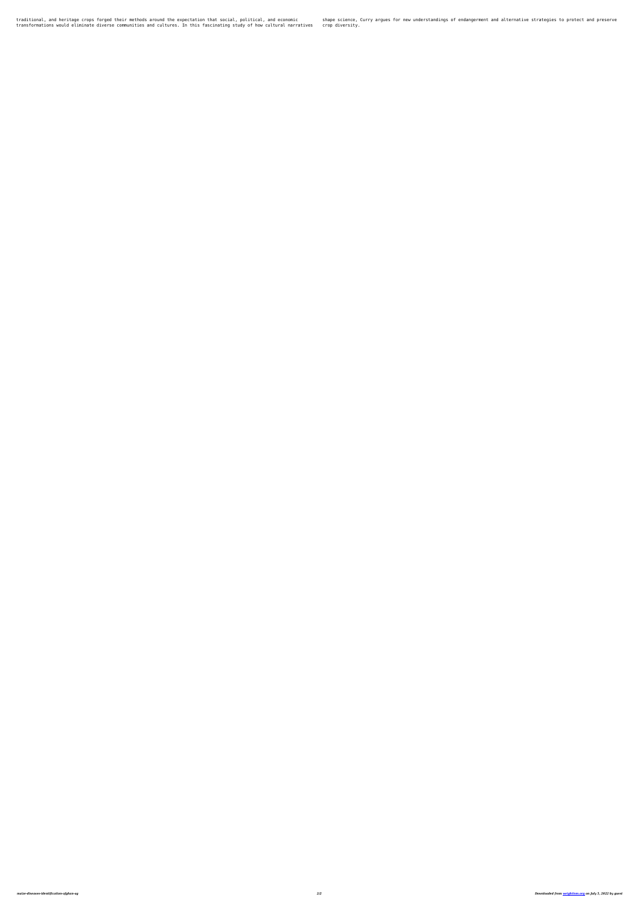traditional, and heritage crops forged their methods around the expectation that social, political, and economic transformations would eliminate diverse communities and cultures. In this fascinating study of how cultural narratives shape science, Curry argues for new understandings of endangerment and alternative strategies to protect and preserve crop diversity.